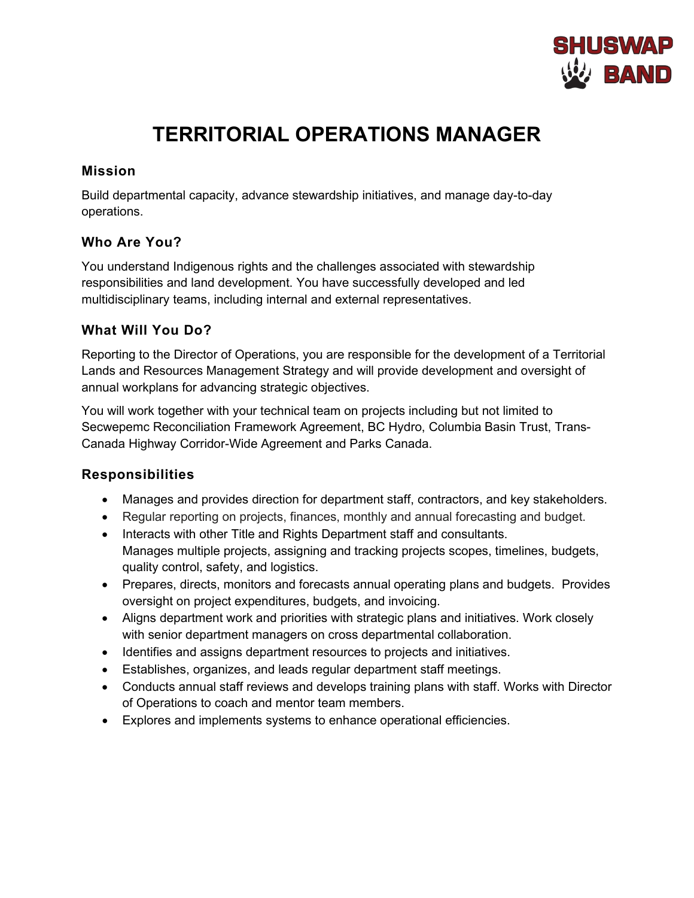# TERRITORIAL OPERATIONS MANAGER

## Mission

Build departmental capacity, advance stewardship initiatives, and manage day-to-day operations.

## Who Are You?

You understand Indigenous rights and the challenges associated with stewardship responsibilities and land development. You have successfully developed and led multidisciplinary teams, including internal and external representatives.

## What Will You Do?

Reporting to the Director of Operations, you are responsible for the development of a Territorial Lands and Resources Management Strategy and will provide development and oversight of annual workplans for advancing strategic objectives.

You will work together with your technical team on projects including but not limited to Secwepemc Reconciliation Framework Agreement, BC Hydro, Columbia Basin Trust, Trans-Canada Highway Corridor-Wide Agreement and Parks Canada.

## Responsibilities

- Manages and provides direction for department staff, contractors, and key stakeholders.
- Regular reporting on projects, finances, monthly and annual forecasting and budget.
- Interacts with other Title and Rights Department staff and consultants.
  Manages multiple projects, assigning and tracking projects scopes, timelines, budgets, quality control, safety, and logistics.
- Prepares, directs, monitors and forecasts annual operating plans and budgets. Provides oversight on project expenditures, budgets, and invoicing.
- Aligns department work and priorities with strategic plans and initiatives. Work closely with senior department managers on cross departmental collaboration.
- Identifies and assigns department resources to projects and initiatives.
- Establishes, organizes, and leads regular department staff meetings.
- Conducts annual staff reviews and develops training plans with staff. Works with Director of Operations to coach and mentor team members.
- Explores and implements systems to enhance operational efficiencies.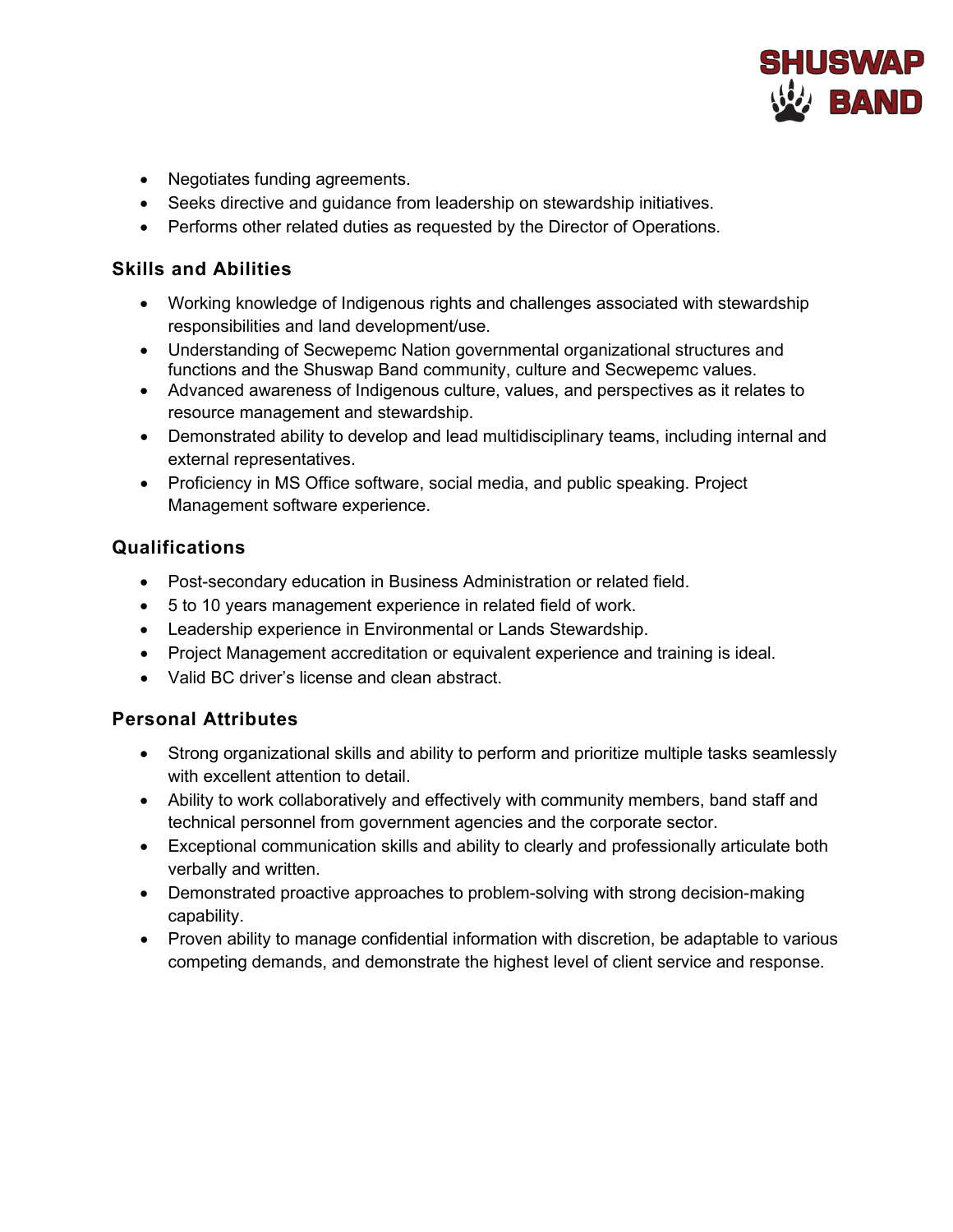- Negotiates funding agreements.
- Seeks directive and guidance from leadership on stewardship initiatives.
- Performs other related duties as requested by the Director of Operations.

### Skills and Abilities

- Working knowledge of Indigenous rights and challenges associated with stewardship responsibilities and land development/use.
- Understanding of Secwepemc Nation governmental organizational structures and functions and the Shuswap Band community, culture and Secwepemc values.
- Advanced awareness of Indigenous culture, values, and perspectives as it relates to resource management and stewardship.
- Demonstrated ability to develop and lead multidisciplinary teams, including internal and external representatives.
- Proficiency in MS Office software, social media, and public speaking. Project Management software experience.

### Qualifications

- Post-secondary education in Business Administration or related field.
- 5 to 10 years management experience in related field of work.
- Leadership experience in Environmental or Lands Stewardship.
- Project Management accreditation or equivalent experience and training is ideal.
- Valid BC driver's license and clean abstract.

### Personal Attributes

- Strong organizational skills and ability to perform and prioritize multiple tasks seamlessly with excellent attention to detail.
- Ability to work collaboratively and effectively with community members, band staff and technical personnel from government agencies and the corporate sector.
- Exceptional communication skills and ability to clearly and professionally articulate both verbally and written.
- Demonstrated proactive approaches to problem-solving with strong decision-making capability.
- Proven ability to manage confidential information with discretion, be adaptable to various competing demands, and demonstrate the highest level of client service and response.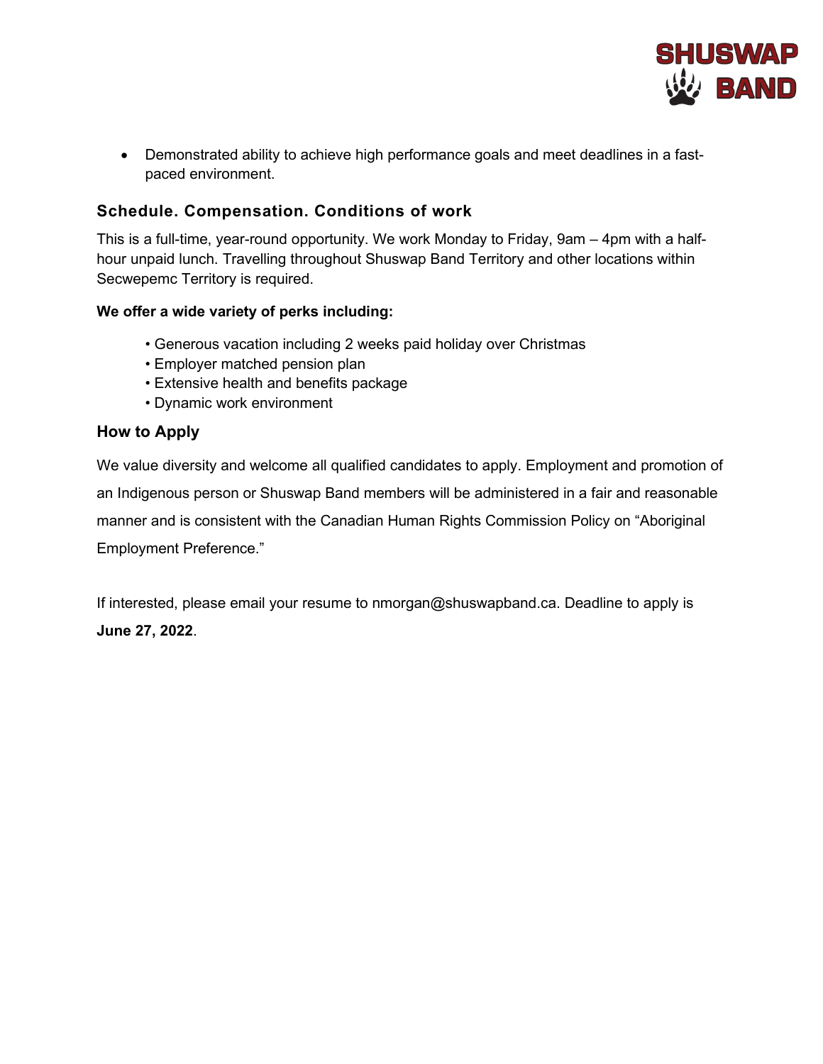- Demonstrated ability to achieve high performance goals and meet deadlines in a fast-paced environment.

### Schedule. Compensation. Conditions of work

This is a full-time, year-round opportunity. We work Monday to Friday, 9am – 4pm with a half-hour unpaid lunch. Travelling throughout Shuswap Band Territory and other locations within Secwepemc Territory is required.

**We offer a wide variety of perks including:**

- Generous vacation including 2 weeks paid holiday over Christmas
- Employer matched pension plan
- Extensive health and benefits package
- Dynamic work environment

### How to Apply

We value diversity and welcome all qualified candidates to apply. Employment and promotion of an Indigenous person or Shuswap Band members will be administered in a fair and reasonable manner and is consistent with the Canadian Human Rights Commission Policy on "Aboriginal Employment Preference."

If interested, please email your resume to nmorgan@shuswapband.ca. Deadline to apply is **June 27, 2022**.